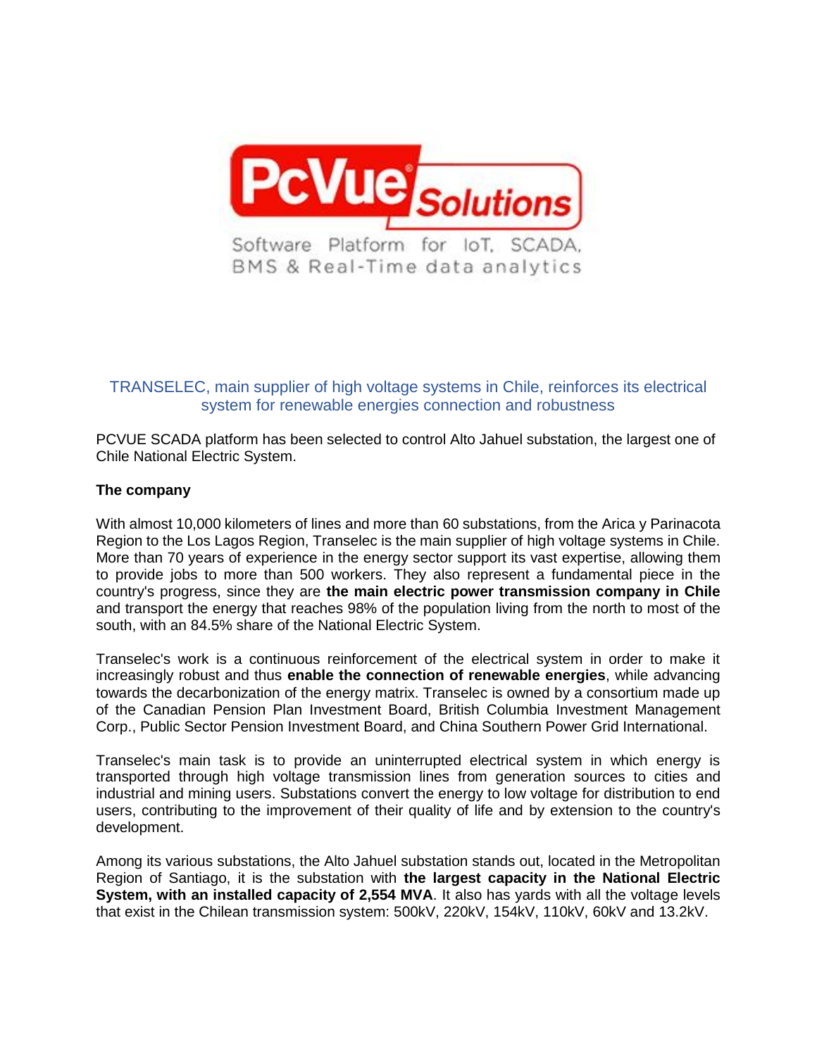PcVue Solutions

Software Platform for IoT, SCADA, BMS & Real-Time data analytics

## TRANSELEC, main supplier of high voltage systems in Chile, reinforces its electrical system for renewable energies connection and robustness

PCVUE SCADA platform has been selected to control Alto Jahuel substation, the largest one of Chile National Electric System.

**The company**

With almost 10,000 kilometers of lines and more than 60 substations, from the Arica y Parinacota Region to the Los Lagos Region, Transelec is the main supplier of high voltage systems in Chile. More than 70 years of experience in the energy sector support its vast expertise, allowing them to provide jobs to more than 500 workers. They also represent a fundamental piece in the country's progress, since they are **the main electric power transmission company in Chile** and transport the energy that reaches 98% of the population living from the north to most of the south, with an 84.5% share of the National Electric System.

Transelec's work is a continuous reinforcement of the electrical system in order to make it increasingly robust and thus **enable the connection of renewable energies**, while advancing towards the decarbonization of the energy matrix. Transelec is owned by a consortium made up of the Canadian Pension Plan Investment Board, British Columbia Investment Management Corp., Public Sector Pension Investment Board, and China Southern Power Grid International.

Transelec's main task is to provide an uninterrupted electrical system in which energy is transported through high voltage transmission lines from generation sources to cities and industrial and mining users. Substations convert the energy to low voltage for distribution to end users, contributing to the improvement of their quality of life and by extension to the country's development.

Among its various substations, the Alto Jahuel substation stands out, located in the Metropolitan Region of Santiago, it is the substation with **the largest capacity in the National Electric System, with an installed capacity of 2,554 MVA**. It also has yards with all the voltage levels that exist in the Chilean transmission system: 500kV, 220kV, 154kV, 110kV, 60kV and 13.2kV.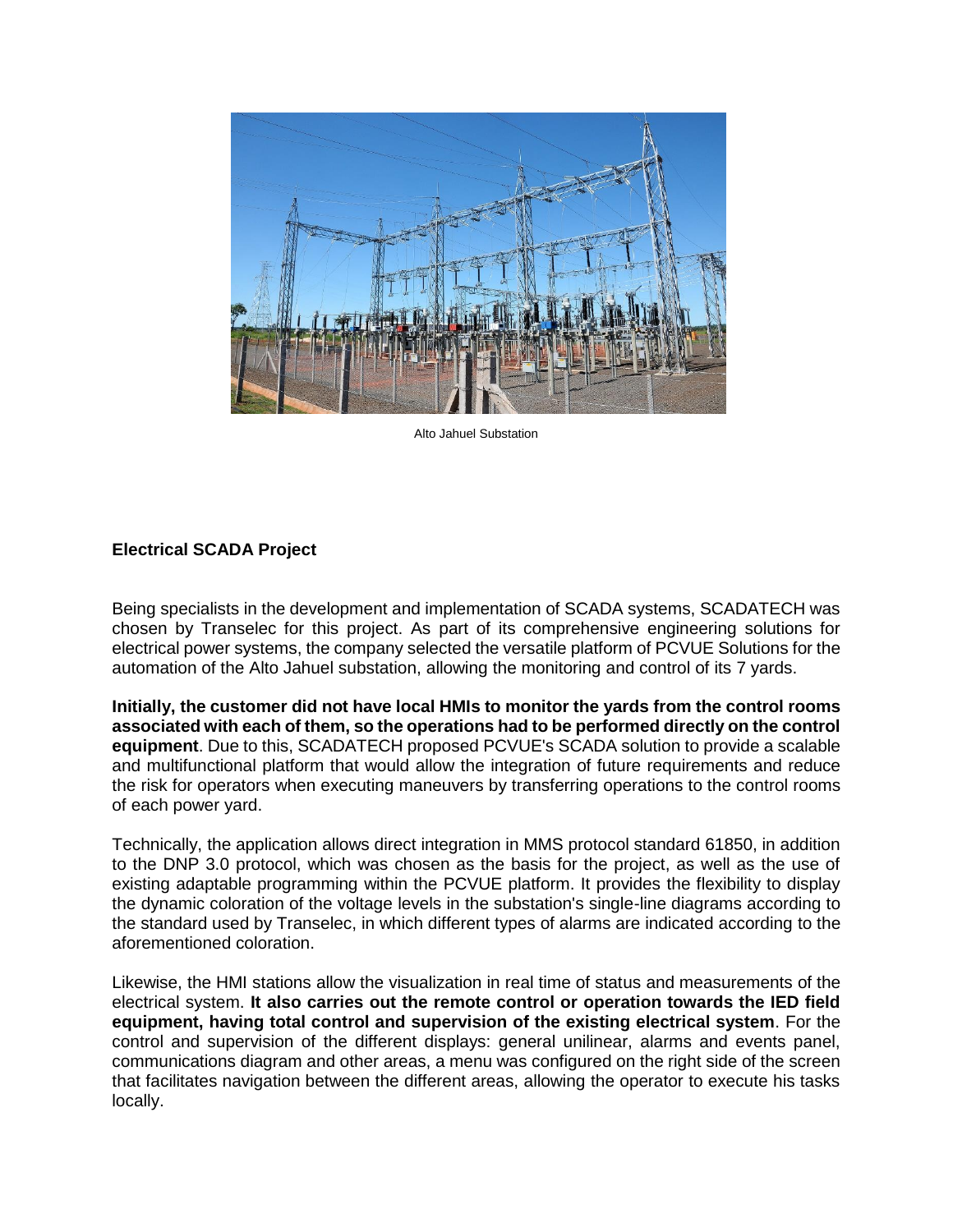Alto Jahuel Substation

**Electrical SCADA Project**

Being specialists in the development and implementation of SCADA systems, SCADATECH was chosen by Transelec for this project. As part of its comprehensive engineering solutions for electrical power systems, the company selected the versatile platform of PCVUE Solutions for the automation of the Alto Jahuel substation, allowing the monitoring and control of its 7 yards.

**Initially, the customer did not have local HMIs to monitor the yards from the control rooms associated with each of them, so the operations had to be performed directly on the control equipment**. Due to this, SCADATECH proposed PCVUE's SCADA solution to provide a scalable and multifunctional platform that would allow the integration of future requirements and reduce the risk for operators when executing maneuvers by transferring operations to the control rooms of each power yard.

Technically, the application allows direct integration in MMS protocol standard 61850, in addition to the DNP 3.0 protocol, which was chosen as the basis for the project, as well as the use of existing adaptable programming within the PCVUE platform. It provides the flexibility to display the dynamic coloration of the voltage levels in the substation's single-line diagrams according to the standard used by Transelec, in which different types of alarms are indicated according to the aforementioned coloration.

Likewise, the HMI stations allow the visualization in real time of status and measurements of the electrical system. **It also carries out the remote control or operation towards the IED field equipment, having total control and supervision of the existing electrical system**. For the control and supervision of the different displays: general unilinear, alarms and events panel, communications diagram and other areas, a menu was configured on the right side of the screen that facilitates navigation between the different areas, allowing the operator to execute his tasks locally.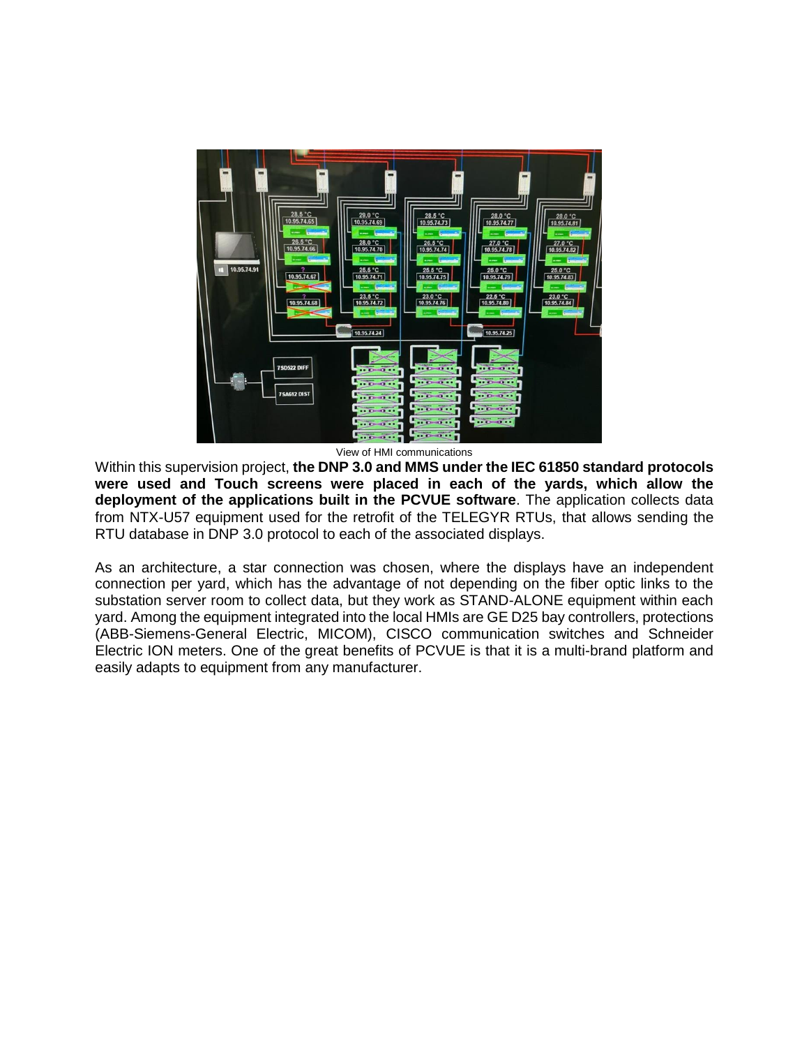View of HMI communications

Within this supervision project, **the DNP 3.0 and MMS under the IEC 61850 standard protocols were used and Touch screens were placed in each of the yards, which allow the deployment of the applications built in the PCVUE software**. The application collects data from NTX-U57 equipment used for the retrofit of the TELEGYR RTUs, that allows sending the RTU database in DNP 3.0 protocol to each of the associated displays.

As an architecture, a star connection was chosen, where the displays have an independent connection per yard, which has the advantage of not depending on the fiber optic links to the substation server room to collect data, but they work as STAND-ALONE equipment within each yard. Among the equipment integrated into the local HMIs are GE D25 bay controllers, protections (ABB-Siemens-General Electric, MICOM), CISCO communication switches and Schneider Electric ION meters. One of the great benefits of PCVUE is that it is a multi-brand platform and easily adapts to equipment from any manufacturer.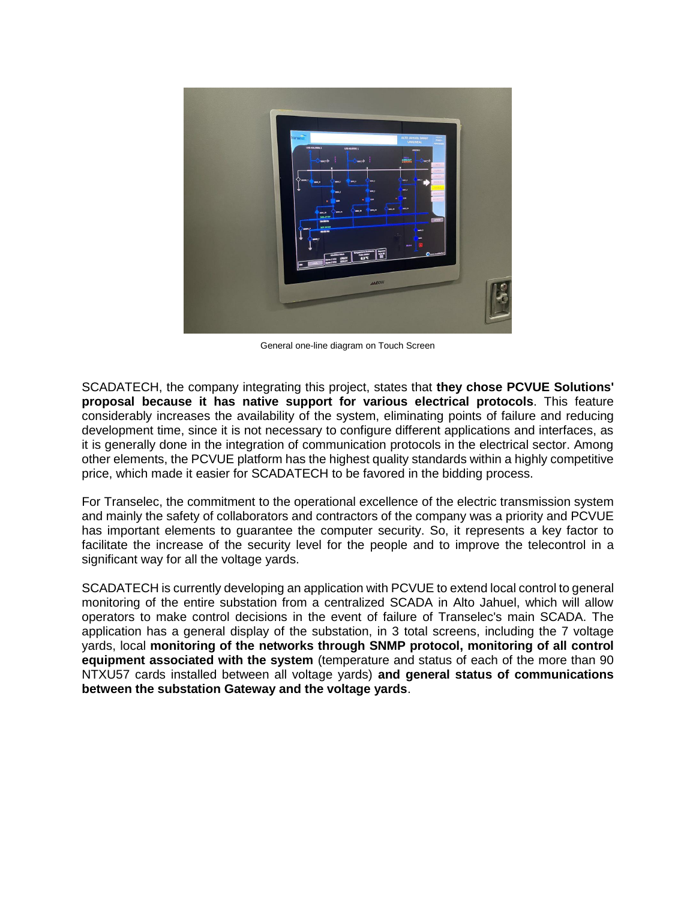General one-line diagram on Touch Screen

SCADATECH, the company integrating this project, states that **they chose PCVUE Solutions' proposal because it has native support for various electrical protocols**. This feature considerably increases the availability of the system, eliminating points of failure and reducing development time, since it is not necessary to configure different applications and interfaces, as it is generally done in the integration of communication protocols in the electrical sector. Among other elements, the PCVUE platform has the highest quality standards within a highly competitive price, which made it easier for SCADATECH to be favored in the bidding process.

For Transelec, the commitment to the operational excellence of the electric transmission system and mainly the safety of collaborators and contractors of the company was a priority and PCVUE has important elements to guarantee the computer security. So, it represents a key factor to facilitate the increase of the security level for the people and to improve the telecontrol in a significant way for all the voltage yards.

SCADATECH is currently developing an application with PCVUE to extend local control to general monitoring of the entire substation from a centralized SCADA in Alto Jahuel, which will allow operators to make control decisions in the event of failure of Transelec's main SCADA. The application has a general display of the substation, in 3 total screens, including the 7 voltage yards, local **monitoring of the networks through SNMP protocol, monitoring of all control equipment associated with the system** (temperature and status of each of the more than 90 NTXU57 cards installed between all voltage yards) **and general status of communications between the substation Gateway and the voltage yards**.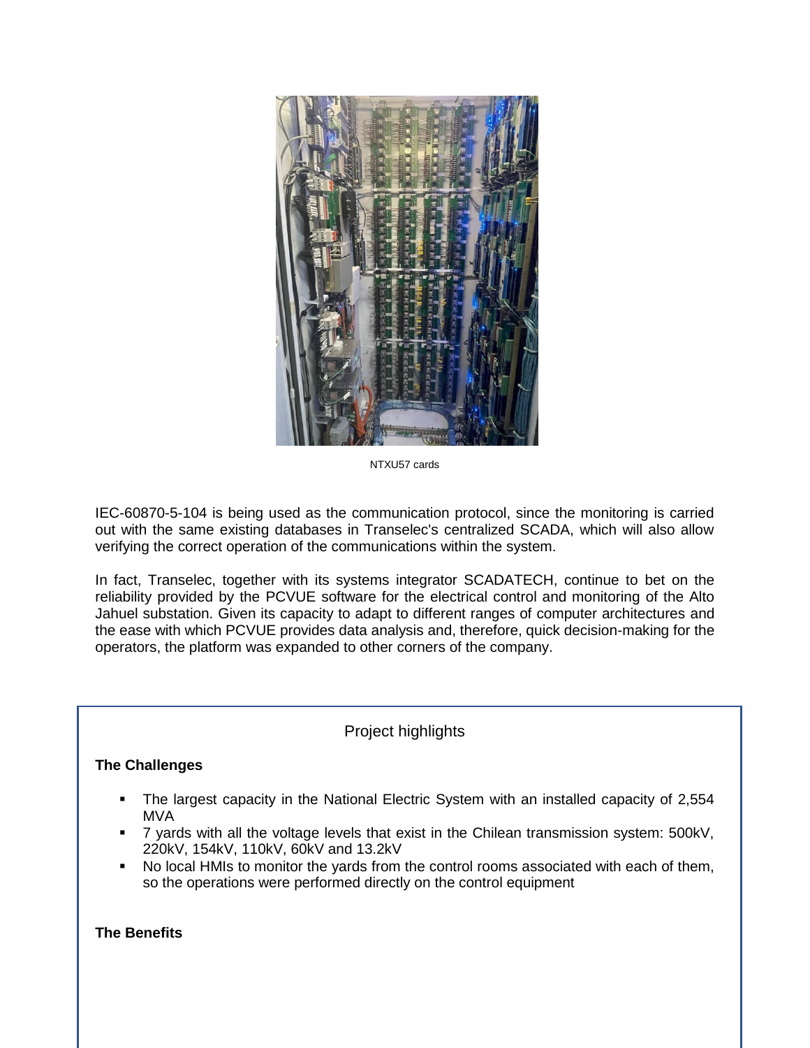NTXU57 cards

IEC-60870-5-104 is being used as the communication protocol, since the monitoring is carried out with the same existing databases in Transelec's centralized SCADA, which will also allow verifying the correct operation of the communications within the system.

In fact, Transelec, together with its systems integrator SCADATECH, continue to bet on the reliability provided by the PCVUE software for the electrical control and monitoring of the Alto Jahuel substation. Given its capacity to adapt to different ranges of computer architectures and the ease with which PCVUE provides data analysis and, therefore, quick decision-making for the operators, the platform was expanded to other corners of the company.

## Project highlights

**The Challenges**

- The largest capacity in the National Electric System with an installed capacity of 2,554 MVA
- 7 yards with all the voltage levels that exist in the Chilean transmission system: 500kV, 220kV, 154kV, 110kV, 60kV and 13.2kV
- No local HMIs to monitor the yards from the control rooms associated with each of them, so the operations were performed directly on the control equipment

**The Benefits**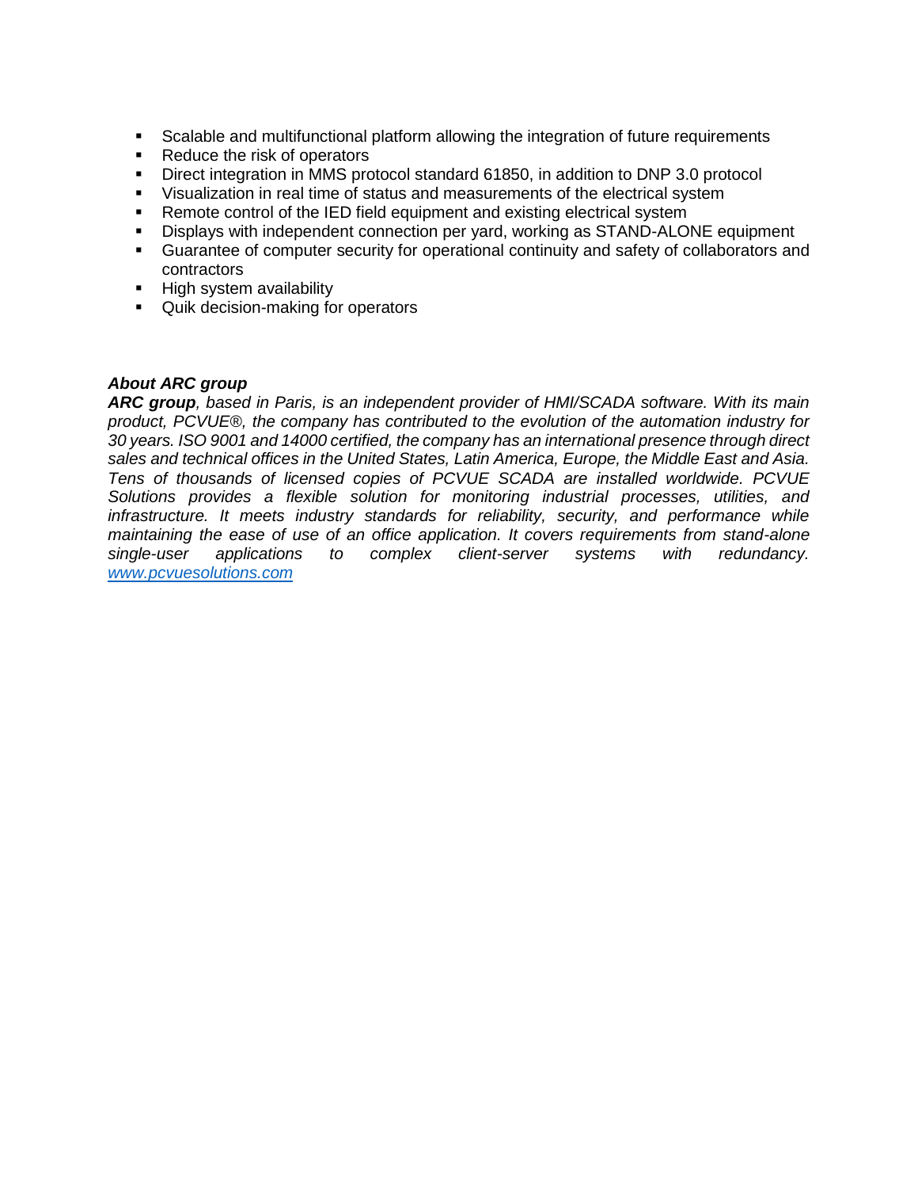- Scalable and multifunctional platform allowing the integration of future requirements
- Reduce the risk of operators
- Direct integration in MMS protocol standard 61850, in addition to DNP 3.0 protocol
- Visualization in real time of status and measurements of the electrical system
- Remote control of the IED field equipment and existing electrical system
- Displays with independent connection per yard, working as STAND-ALONE equipment
- Guarantee of computer security for operational continuity and safety of collaborators and contractors
- High system availability
- Quik decision-making for operators

***About ARC group***

***ARC group**, based in Paris, is an independent provider of HMI/SCADA software. With its main product, PCVUE®, the company has contributed to the evolution of the automation industry for 30 years. ISO 9001 and 14000 certified, the company has an international presence through direct sales and technical offices in the United States, Latin America, Europe, the Middle East and Asia. Tens of thousands of licensed copies of PCVUE SCADA are installed worldwide. PCVUE Solutions provides a flexible solution for monitoring industrial processes, utilities, and infrastructure. It meets industry standards for reliability, security, and performance while maintaining the ease of use of an office application. It covers requirements from stand-alone single-user applications to complex client-server systems with redundancy. [www.pcvuesolutions.com](http://www.pcvuesolutions.com)*